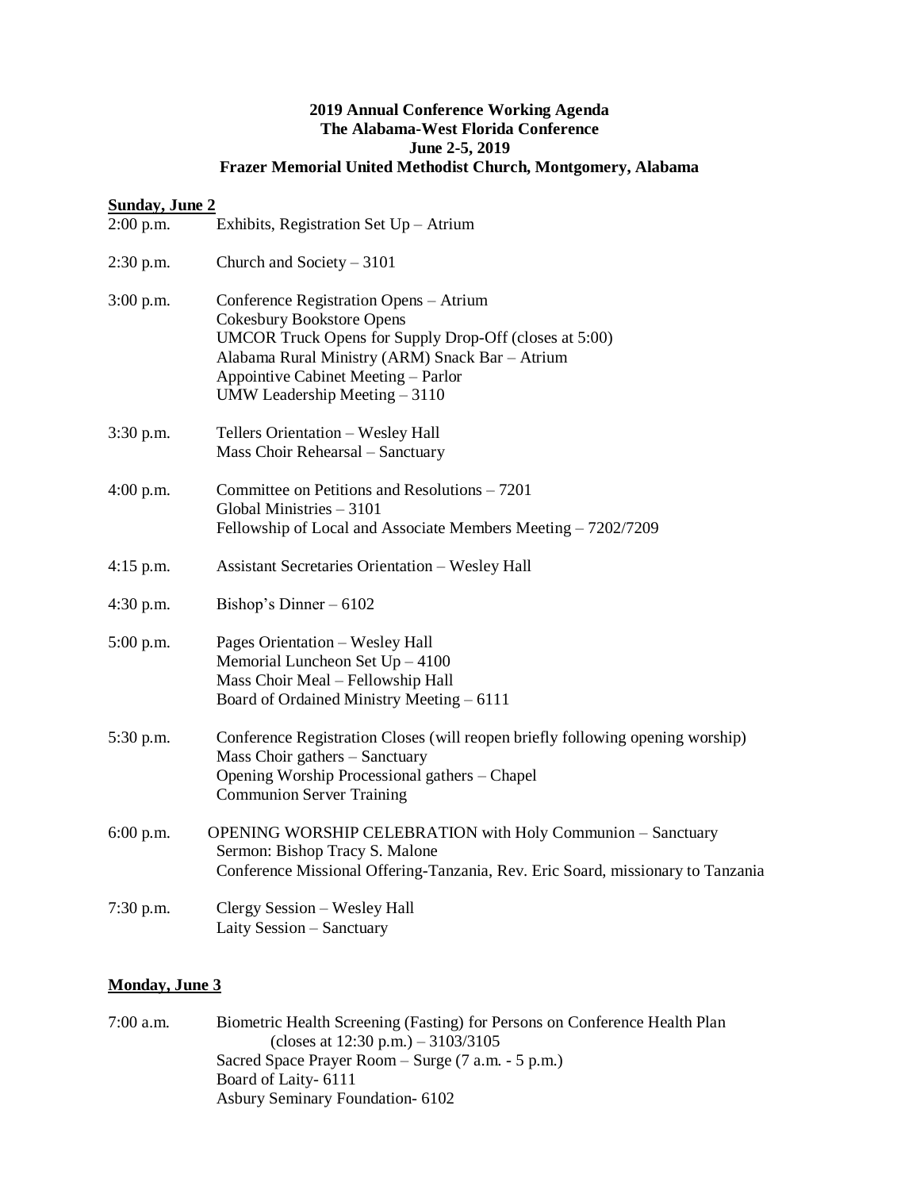**2019 Annual Conference Working Agenda**
**The Alabama-West Florida Conference**
**June 2-5, 2019**
**Frazer Memorial United Methodist Church, Montgomery, Alabama**

**Sunday, June 2**

2:00 p.m. Exhibits, Registration Set Up – Atrium

2:30 p.m. Church and Society – 3101

3:00 p.m. Conference Registration Opens – Atrium
Cokesbury Bookstore Opens
UMCOR Truck Opens for Supply Drop-Off (closes at 5:00)
Alabama Rural Ministry (ARM) Snack Bar – Atrium
Appointive Cabinet Meeting – Parlor
UMW Leadership Meeting – 3110

3:30 p.m. Tellers Orientation – Wesley Hall
Mass Choir Rehearsal – Sanctuary

4:00 p.m. Committee on Petitions and Resolutions – 7201
Global Ministries – 3101
Fellowship of Local and Associate Members Meeting – 7202/7209

4:15 p.m. Assistant Secretaries Orientation – Wesley Hall

4:30 p.m. Bishop's Dinner – 6102

5:00 p.m. Pages Orientation – Wesley Hall
Memorial Luncheon Set Up – 4100
Mass Choir Meal – Fellowship Hall
Board of Ordained Ministry Meeting – 6111

5:30 p.m. Conference Registration Closes (will reopen briefly following opening worship)
Mass Choir gathers – Sanctuary
Opening Worship Processional gathers – Chapel
Communion Server Training

6:00 p.m. OPENING WORSHIP CELEBRATION with Holy Communion – Sanctuary
Sermon: Bishop Tracy S. Malone
Conference Missional Offering-Tanzania, Rev. Eric Soard, missionary to Tanzania

7:30 p.m. Clergy Session – Wesley Hall
Laity Session – Sanctuary

**Monday, June 3**

7:00 a.m. Biometric Health Screening (Fasting) for Persons on Conference Health Plan (closes at 12:30 p.m.) – 3103/3105
Sacred Space Prayer Room – Surge (7 a.m. - 5 p.m.)
Board of Laity- 6111
Asbury Seminary Foundation- 6102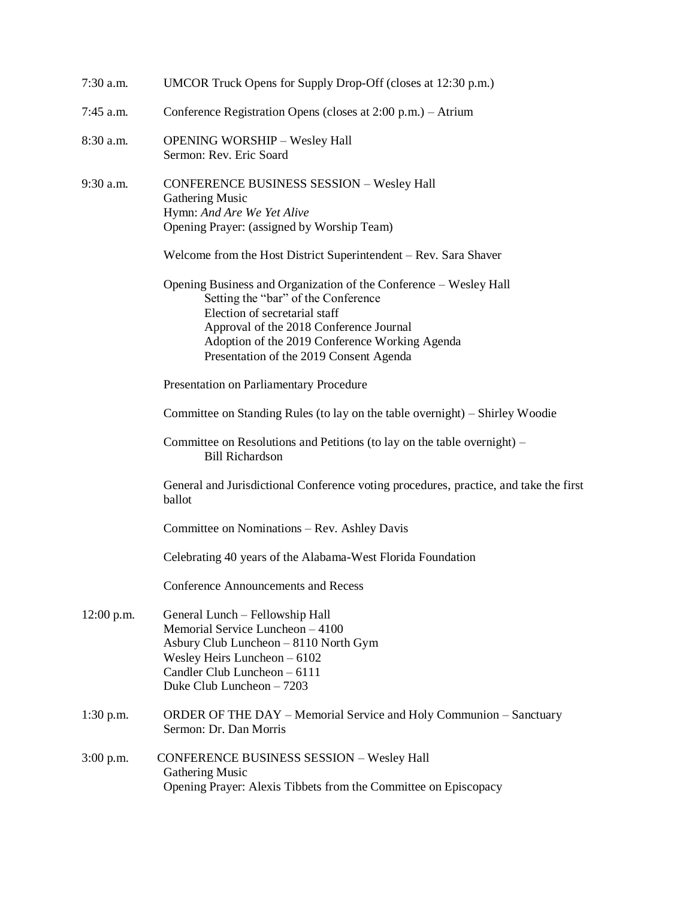7:30 a.m. UMCOR Truck Opens for Supply Drop-Off (closes at 12:30 p.m.)

7:45 a.m. Conference Registration Opens (closes at 2:00 p.m.) – Atrium

8:30 a.m. OPENING WORSHIP – Wesley Hall
Sermon: Rev. Eric Soard

9:30 a.m. CONFERENCE BUSINESS SESSION – Wesley Hall
Gathering Music
Hymn: *And Are We Yet Alive*
Opening Prayer: (assigned by Worship Team)

Welcome from the Host District Superintendent – Rev. Sara Shaver

Opening Business and Organization of the Conference – Wesley Hall
- Setting the "bar" of the Conference
- Election of secretarial staff
- Approval of the 2018 Conference Journal
- Adoption of the 2019 Conference Working Agenda
- Presentation of the 2019 Consent Agenda

Presentation on Parliamentary Procedure

Committee on Standing Rules (to lay on the table overnight) – Shirley Woodie

Committee on Resolutions and Petitions (to lay on the table overnight) – Bill Richardson

General and Jurisdictional Conference voting procedures, practice, and take the first ballot

Committee on Nominations – Rev. Ashley Davis

Celebrating 40 years of the Alabama-West Florida Foundation

Conference Announcements and Recess

12:00 p.m. General Lunch – Fellowship Hall
Memorial Service Luncheon – 4100
Asbury Club Luncheon – 8110 North Gym
Wesley Heirs Luncheon – 6102
Candler Club Luncheon – 6111
Duke Club Luncheon – 7203

1:30 p.m. ORDER OF THE DAY – Memorial Service and Holy Communion – Sanctuary
Sermon: Dr. Dan Morris

3:00 p.m. CONFERENCE BUSINESS SESSION – Wesley Hall
Gathering Music
Opening Prayer: Alexis Tibbets from the Committee on Episcopacy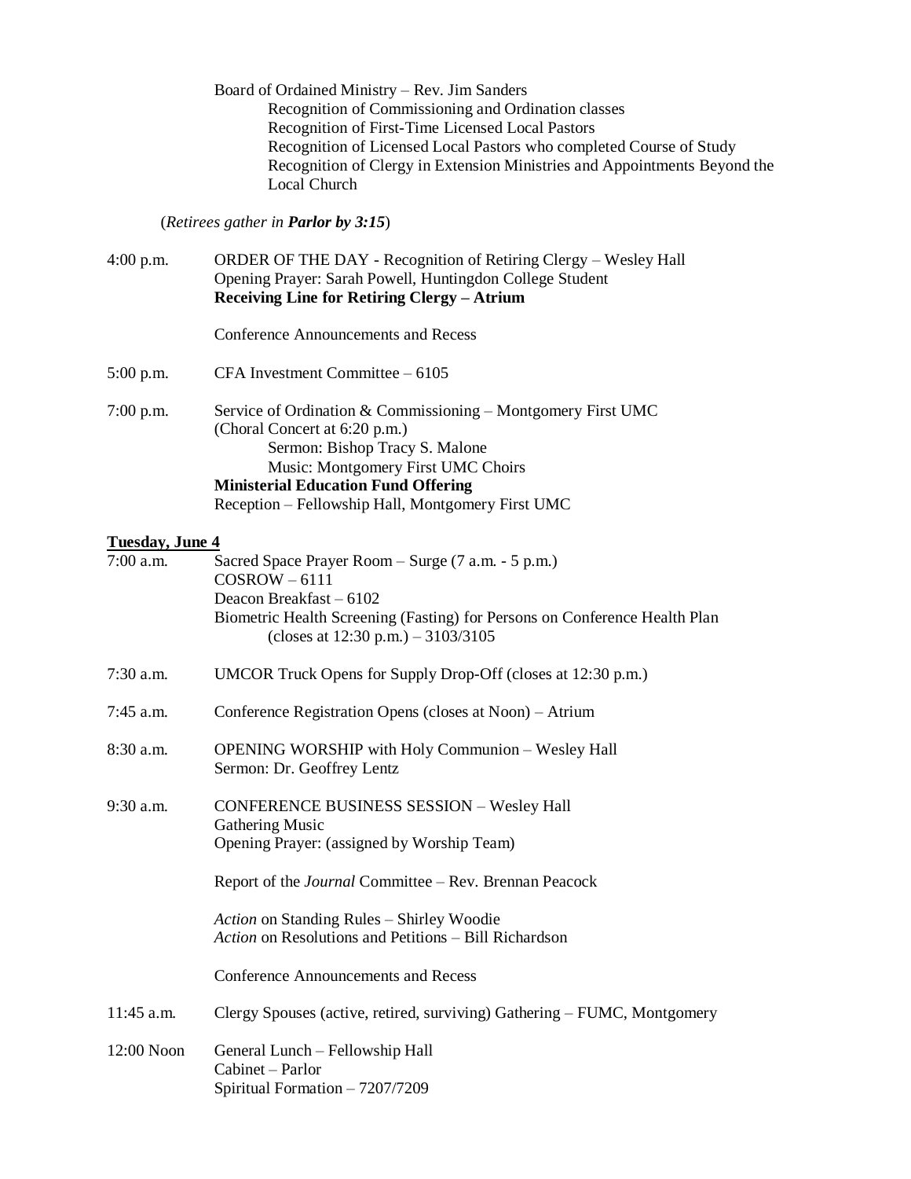Board of Ordained Ministry – Rev. Jim Sanders
- Recognition of Commissioning and Ordination classes
- Recognition of First-Time Licensed Local Pastors
- Recognition of Licensed Local Pastors who completed Course of Study
- Recognition of Clergy in Extension Ministries and Appointments Beyond the Local Church

(*Retirees gather in **Parlor by 3:15***)

4:00 p.m. ORDER OF THE DAY - Recognition of Retiring Clergy – Wesley Hall
Opening Prayer: Sarah Powell, Huntingdon College Student
**Receiving Line for Retiring Clergy – Atrium**

Conference Announcements and Recess

5:00 p.m. CFA Investment Committee – 6105

7:00 p.m. Service of Ordination & Commissioning – Montgomery First UMC
(Choral Concert at 6:20 p.m.)
Sermon: Bishop Tracy S. Malone
Music: Montgomery First UMC Choirs
**Ministerial Education Fund Offering**
Reception – Fellowship Hall, Montgomery First UMC

## Tuesday, June 4

7:00 a.m. Sacred Space Prayer Room – Surge (7 a.m. - 5 p.m.)
COSROW – 6111
Deacon Breakfast – 6102
Biometric Health Screening (Fasting) for Persons on Conference Health Plan (closes at 12:30 p.m.) – 3103/3105

7:30 a.m. UMCOR Truck Opens for Supply Drop-Off (closes at 12:30 p.m.)

7:45 a.m. Conference Registration Opens (closes at Noon) – Atrium

8:30 a.m. OPENING WORSHIP with Holy Communion – Wesley Hall
Sermon: Dr. Geoffrey Lentz

9:30 a.m. CONFERENCE BUSINESS SESSION – Wesley Hall
Gathering Music
Opening Prayer: (assigned by Worship Team)

Report of the *Journal* Committee – Rev. Brennan Peacock

*Action* on Standing Rules – Shirley Woodie
*Action* on Resolutions and Petitions – Bill Richardson

Conference Announcements and Recess

11:45 a.m. Clergy Spouses (active, retired, surviving) Gathering – FUMC, Montgomery

12:00 Noon General Lunch – Fellowship Hall
Cabinet – Parlor
Spiritual Formation – 7207/7209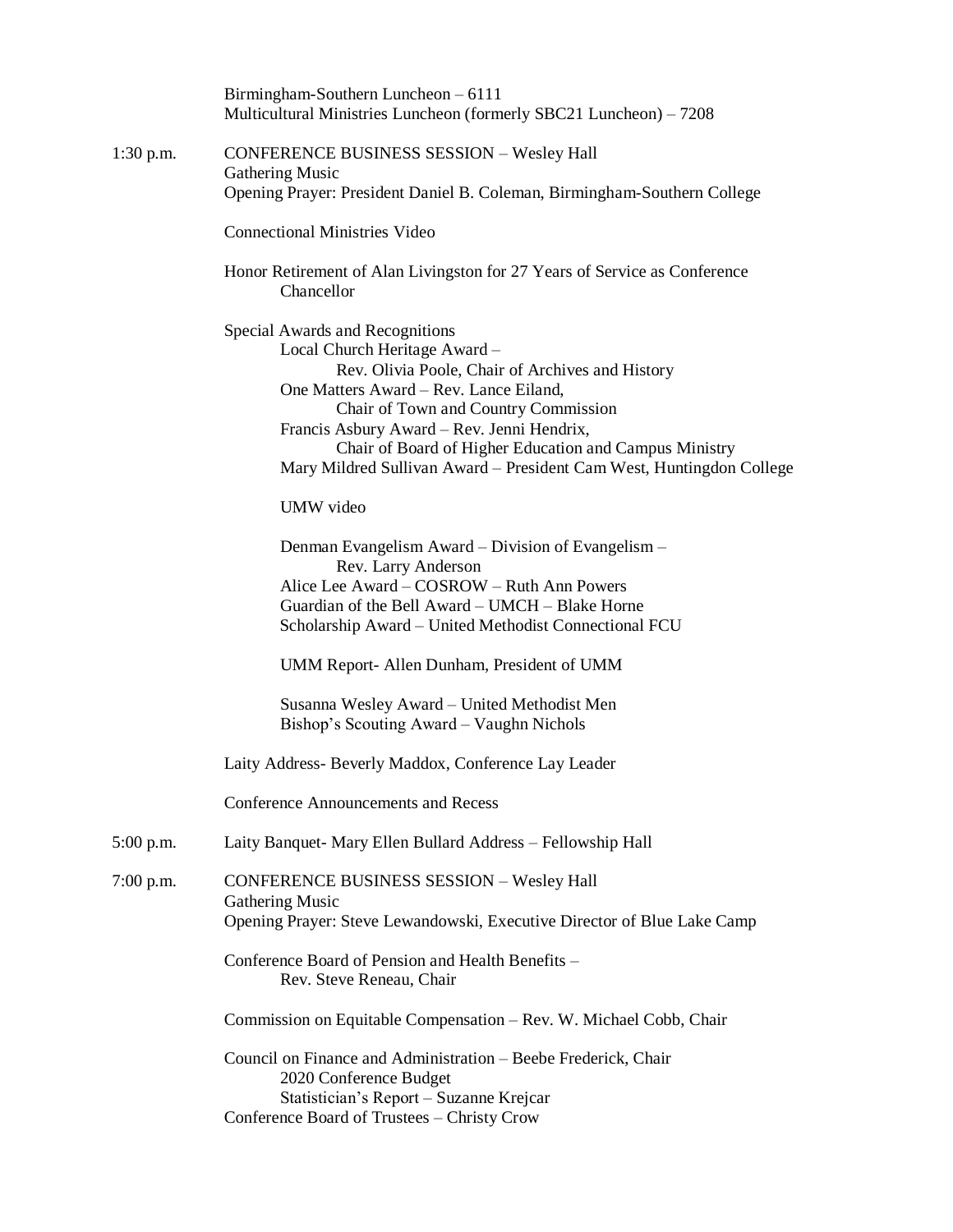Birmingham-Southern Luncheon – 6111
Multicultural Ministries Luncheon (formerly SBC21 Luncheon) – 7208

1:30 p.m. CONFERENCE BUSINESS SESSION – Wesley Hall
Gathering Music
Opening Prayer: President Daniel B. Coleman, Birmingham-Southern College

Connectional Ministries Video

Honor Retirement of Alan Livingston for 27 Years of Service as Conference Chancellor

Special Awards and Recognitions
- Local Church Heritage Award – Rev. Olivia Poole, Chair of Archives and History
- One Matters Award – Rev. Lance Eiland, Chair of Town and Country Commission
- Francis Asbury Award – Rev. Jenni Hendrix, Chair of Board of Higher Education and Campus Ministry
- Mary Mildred Sullivan Award – President Cam West, Huntingdon College

UMW video

- Denman Evangelism Award – Division of Evangelism – Rev. Larry Anderson
- Alice Lee Award – COSROW – Ruth Ann Powers
- Guardian of the Bell Award – UMCH – Blake Horne
- Scholarship Award – United Methodist Connectional FCU

UMM Report- Allen Dunham, President of UMM

- Susanna Wesley Award – United Methodist Men
- Bishop's Scouting Award – Vaughn Nichols

Laity Address- Beverly Maddox, Conference Lay Leader

Conference Announcements and Recess

5:00 p.m. Laity Banquet- Mary Ellen Bullard Address – Fellowship Hall

7:00 p.m. CONFERENCE BUSINESS SESSION – Wesley Hall
Gathering Music
Opening Prayer: Steve Lewandowski, Executive Director of Blue Lake Camp

Conference Board of Pension and Health Benefits – Rev. Steve Reneau, Chair

Commission on Equitable Compensation – Rev. W. Michael Cobb, Chair

Council on Finance and Administration – Beebe Frederick, Chair
- 2020 Conference Budget
- Statistician's Report – Suzanne Krejcar

Conference Board of Trustees – Christy Crow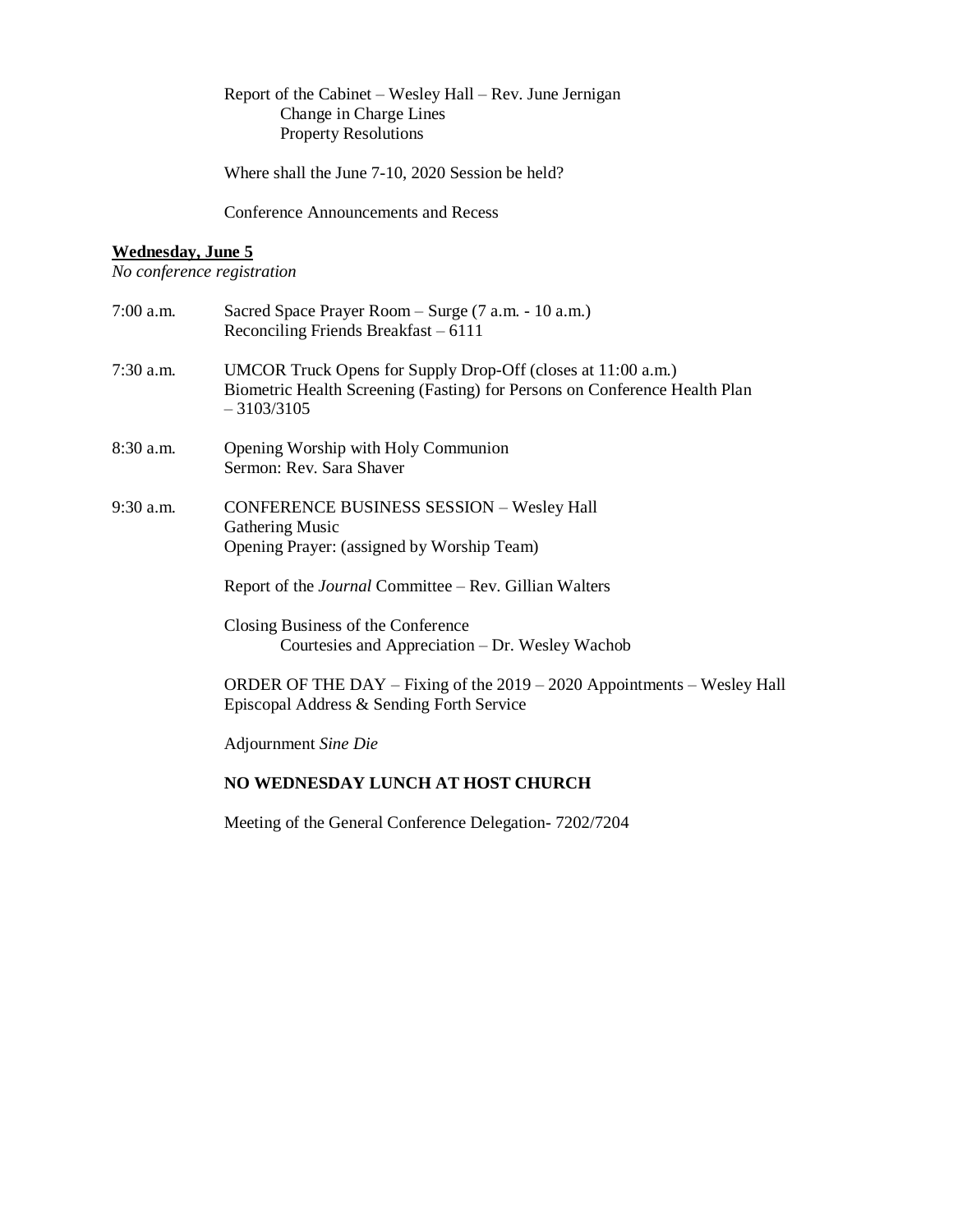Report of the Cabinet – Wesley Hall – Rev. June Jernigan
    Change in Charge Lines
    Property Resolutions

Where shall the June 7-10, 2020 Session be held?

Conference Announcements and Recess

**<u>Wednesday, June 5</u>**

*No conference registration*

7:00 a.m. Sacred Space Prayer Room – Surge (7 a.m. - 10 a.m.)
Reconciling Friends Breakfast – 6111

7:30 a.m. UMCOR Truck Opens for Supply Drop-Off (closes at 11:00 a.m.)
Biometric Health Screening (Fasting) for Persons on Conference Health Plan – 3103/3105

8:30 a.m. Opening Worship with Holy Communion
Sermon: Rev. Sara Shaver

9:30 a.m. CONFERENCE BUSINESS SESSION – Wesley Hall
Gathering Music
Opening Prayer: (assigned by Worship Team)

Report of the *Journal* Committee – Rev. Gillian Walters

Closing Business of the Conference
    Courtesies and Appreciation – Dr. Wesley Wachob

ORDER OF THE DAY – Fixing of the 2019 – 2020 Appointments – Wesley Hall
Episcopal Address & Sending Forth Service

Adjournment *Sine Die*

**NO WEDNESDAY LUNCH AT HOST CHURCH**

Meeting of the General Conference Delegation- 7202/7204